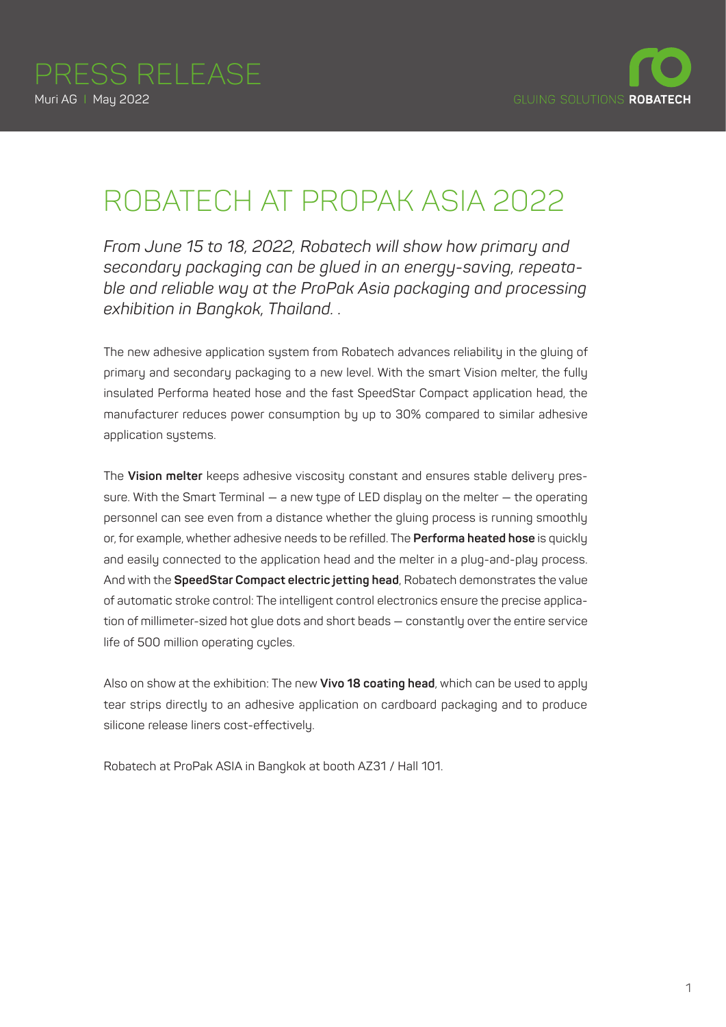PRESS RELEASE

Muri AG | May 2022

# ROBATECH AT PROPAK ASIA 2022

*From June 15 to 18, 2022, Robatech will show how primary and secondary packaging can be glued in an energy-saving, repeatable and reliable way at the ProPak Asia packaging and processing exhibition in Bangkok, Thailand. .*

The new adhesive application system from Robatech advances reliability in the gluing of primary and secondary packaging to a new level. With the smart Vision melter, the fully insulated Performa heated hose and the fast SpeedStar Compact application head, the manufacturer reduces power consumption by up to 30% compared to similar adhesive application systems.

The **Vision melter** keeps adhesive viscosity constant and ensures stable delivery pressure. With the Smart Terminal – a new type of LED display on the melter – the operating personnel can see even from a distance whether the gluing process is running smoothly or, for example, whether adhesive needs to be refilled. The **Performa heated hose** is quickly and easily connected to the application head and the melter in a plug-and-play process. And with the **SpeedStar Compact electric jetting head**, Robatech demonstrates the value of automatic stroke control: The intelligent control electronics ensure the precise application of millimeter-sized hot glue dots and short beads – constantly over the entire service life of 500 million operating cycles.

Also on show at the exhibition: The new **Vivo 18 coating head**, which can be used to apply tear strips directly to an adhesive application on cardboard packaging and to produce silicone release liners cost-effectively.

Robatech at ProPak ASIA in Bangkok at booth AZ31 / Hall 101.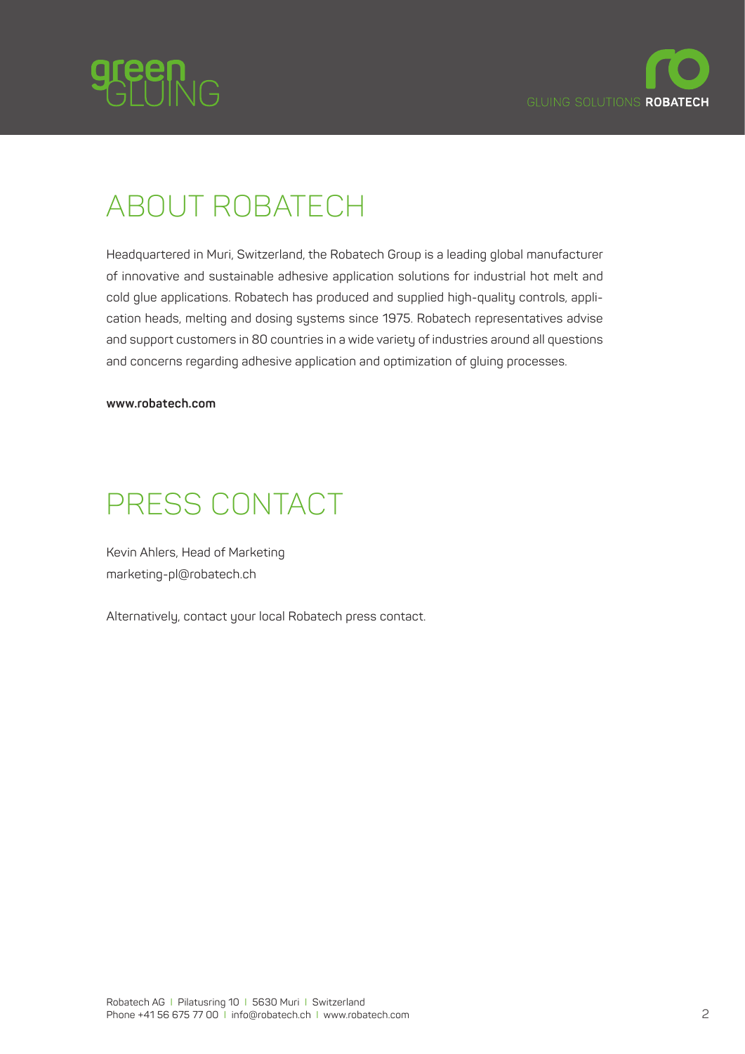## ABOUT ROBATECH

Headquartered in Muri, Switzerland, the Robatech Group is a leading global manufacturer of innovative and sustainable adhesive application solutions for industrial hot melt and cold glue applications. Robatech has produced and supplied high-quality controls, application heads, melting and dosing systems since 1975. Robatech representatives advise and support customers in 80 countries in a wide variety of industries around all questions and concerns regarding adhesive application and optimization of gluing processes.

**www.robatech.com**

## PRESS CONTACT

Kevin Ahlers, Head of Marketing
marketing-pl@robatech.ch

Alternatively, contact your local Robatech press contact.